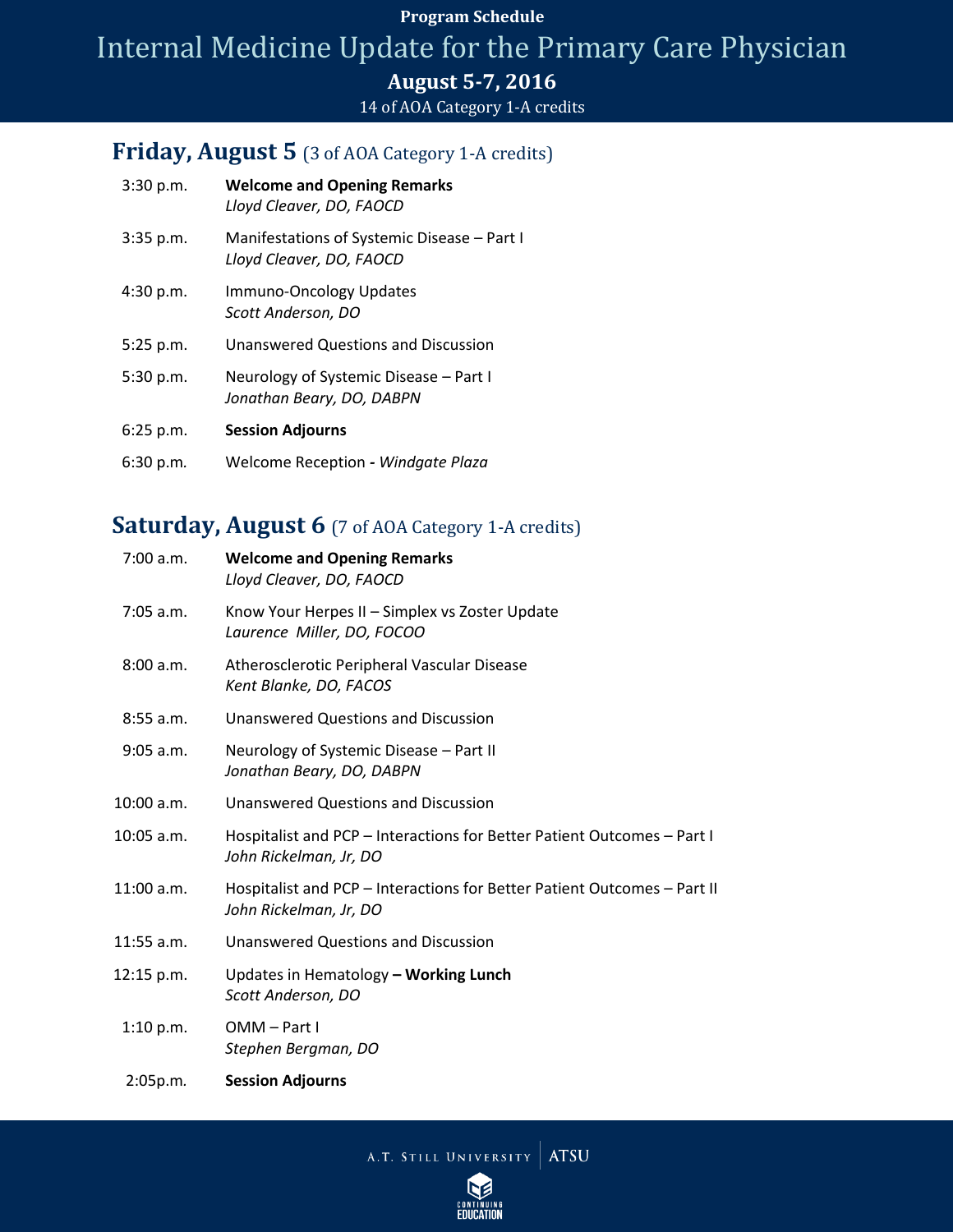Program Schedule

# Internal Medicine Update for the Primary Care Physician

**August 5-7, 2016**

14 of AOA Category 1-A credits

## Friday, August 5 (3 of AOA Category 1-A credits)

| | |
|---|---|
| 3:30 p.m. | **Welcome and Opening Remarks**<br>*Lloyd Cleaver, DO, FAOCD* |
| 3:35 p.m. | Manifestations of Systemic Disease – Part I<br>*Lloyd Cleaver, DO, FAOCD* |
| 4:30 p.m. | Immuno-Oncology Updates<br>*Scott Anderson, DO* |
| 5:25 p.m. | Unanswered Questions and Discussion |
| 5:30 p.m. | Neurology of Systemic Disease – Part I<br>*Jonathan Beary, DO, DABPN* |
| 6:25 p.m. | **Session Adjourns** |
| 6:30 p.m. | Welcome Reception **-** *Windgate Plaza* |

## Saturday, August 6 (7 of AOA Category 1-A credits)

| | |
|---|---|
| 7:00 a.m. | **Welcome and Opening Remarks**<br>*Lloyd Cleaver, DO, FAOCD* |
| 7:05 a.m. | Know Your Herpes II – Simplex vs Zoster Update<br>*Laurence Miller, DO, FOCOO* |
| 8:00 a.m. | Atherosclerotic Peripheral Vascular Disease<br>*Kent Blanke, DO, FACOS* |
| 8:55 a.m. | Unanswered Questions and Discussion |
| 9:05 a.m. | Neurology of Systemic Disease – Part II<br>*Jonathan Beary, DO, DABPN* |
| 10:00 a.m. | Unanswered Questions and Discussion |
| 10:05 a.m. | Hospitalist and PCP – Interactions for Better Patient Outcomes – Part I<br>*John Rickelman, Jr, DO* |
| 11:00 a.m. | Hospitalist and PCP – Interactions for Better Patient Outcomes – Part II<br>*John Rickelman, Jr, DO* |
| 11:55 a.m. | Unanswered Questions and Discussion |
| 12:15 p.m. | Updates in Hematology **– Working Lunch**<br>*Scott Anderson, DO* |
| 1:10 p.m. | OMM – Part I<br>*Stephen Bergman, DO* |
| 2:05p.m. | **Session Adjourns** |

A.T. Still University | ATSU

Continuing Education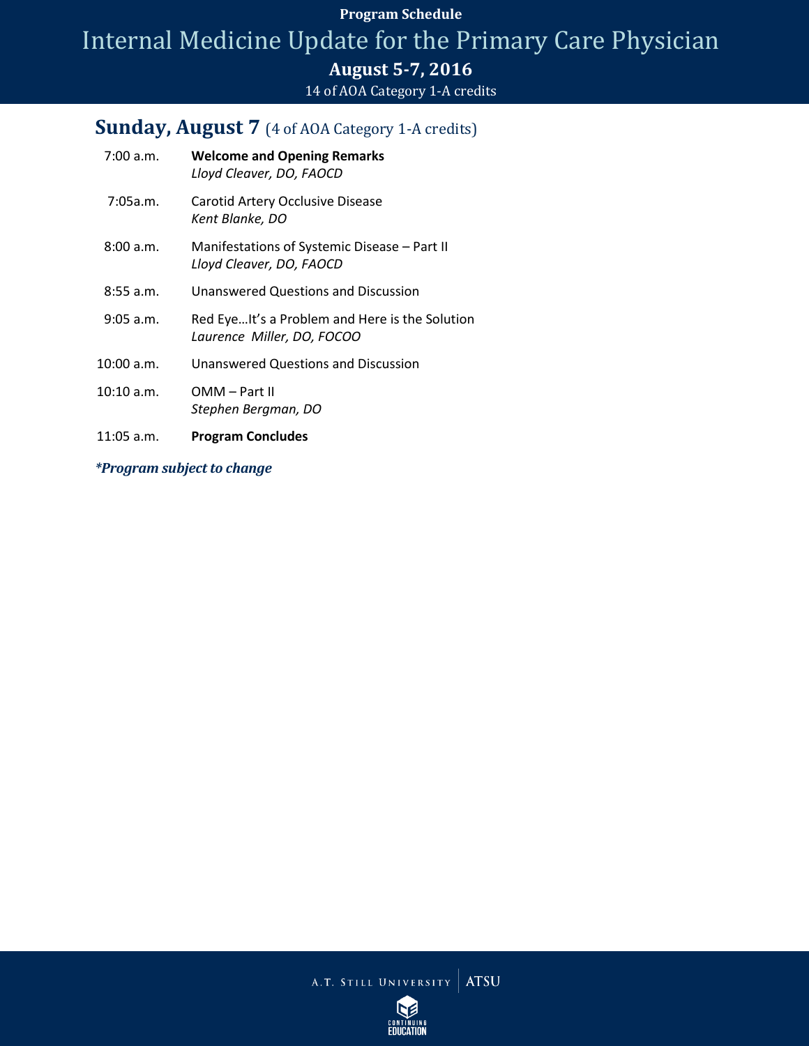**Program Schedule**

# Internal Medicine Update for the Primary Care Physician

**August 5-7, 2016**

14 of AOA Category 1-A credits

## Sunday, August 7 (4 of AOA Category 1-A credits)

| | |
|---|---|
| 7:00 a.m. | **Welcome and Opening Remarks**<br>*Lloyd Cleaver, DO, FAOCD* |
| 7:05a.m. | Carotid Artery Occlusive Disease<br>*Kent Blanke, DO* |
| 8:00 a.m. | Manifestations of Systemic Disease – Part II<br>*Lloyd Cleaver, DO, FAOCD* |
| 8:55 a.m. | Unanswered Questions and Discussion |
| 9:05 a.m. | Red Eye…It's a Problem and Here is the Solution<br>*Laurence Miller, DO, FOCOO* |
| 10:00 a.m. | Unanswered Questions and Discussion |
| 10:10 a.m. | OMM – Part II<br>*Stephen Bergman, DO* |
| 11:05 a.m. | **Program Concludes** |

***Program subject to change***

A.T. Still University | ATSU

Continuing Education